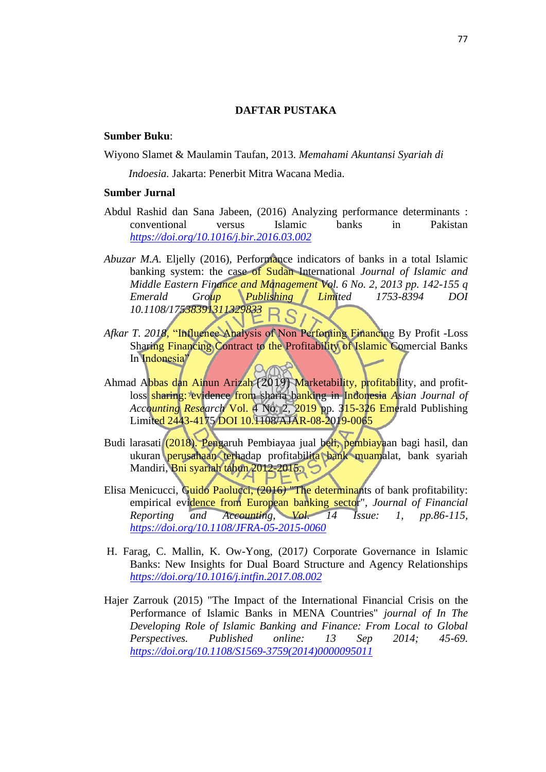# DAFTAR PUSTAKA

**Sumber Buku**:

Wiyono Slamet & Maulamin Taufan, 2013. *Memahami Akuntansi Syariah di Indoesia.* Jakarta: Penerbit Mitra Wacana Media.

**Sumber Jurnal**

Abdul Rashid dan Sana Jabeen, (2016) Analyzing performance determinants : conventional versus Islamic banks in Pakistan *https://doi.org/10.1016/j.bir.2016.03.002*

*Abuzar M.A.* Eljelly (2016), Performance indicators of banks in a total Islamic banking system: the case of Sudan International *Journal of Islamic and Middle Eastern Finance and Management Vol. 6 No. 2, 2013 pp. 142-155 q Emerald Group Publishing Limited 1753-8394 DOI 10.1108/17538391311329833*

*Afkar T. 2018*, "Influence Analysis of Non Perfoming Financing By Profit -Loss Sharing Financing Contract to the Profitability of Islamic Comercial Banks In Indonesia"

Ahmad Abbas dan Ainun Arizah (2019) Marketability, profitability, and profit-loss sharing: evidence from sharia banking in Indonesia *Asian Journal of Accounting Research* Vol. 4 No. 2, 2019 pp. 315-326 Emerald Publishing Limited 2443-4175 DOI 10.1108/AJAR-08-2019-0065

Budi larasati (2018). Pengaruh Pembiayaa jual beli, pembiayaan bagi hasil, dan ukuran perusahaan terhadap profitabilita bank muamalat, bank syariah Mandiri, Bni syariah tahun 2012-2015.

Elisa Menicucci, Guido Paolucci, (2016*)* "The determinants of bank profitability: empirical evidence from European banking sector", *Journal of Financial Reporting and Accounting, Vol. 14 Issue: 1, pp.86-115, https://doi.org/10.1108/JFRA-05-2015-0060*

H. Farag, C. Mallin, K. Ow-Yong, (2017*)* Corporate Governance in Islamic Banks: New Insights for Dual Board Structure and Agency Relationships *https://doi.org/10.1016/j.intfin.2017.08.002*

Hajer Zarrouk (2015) "The Impact of the International Financial Crisis on the Performance of Islamic Banks in MENA Countries" *journal of In The Developing Role of Islamic Banking and Finance: From Local to Global Perspectives. Published online: 13 Sep 2014; 45-69. https://doi.org/10.1108/S1569-3759(2014)0000095011*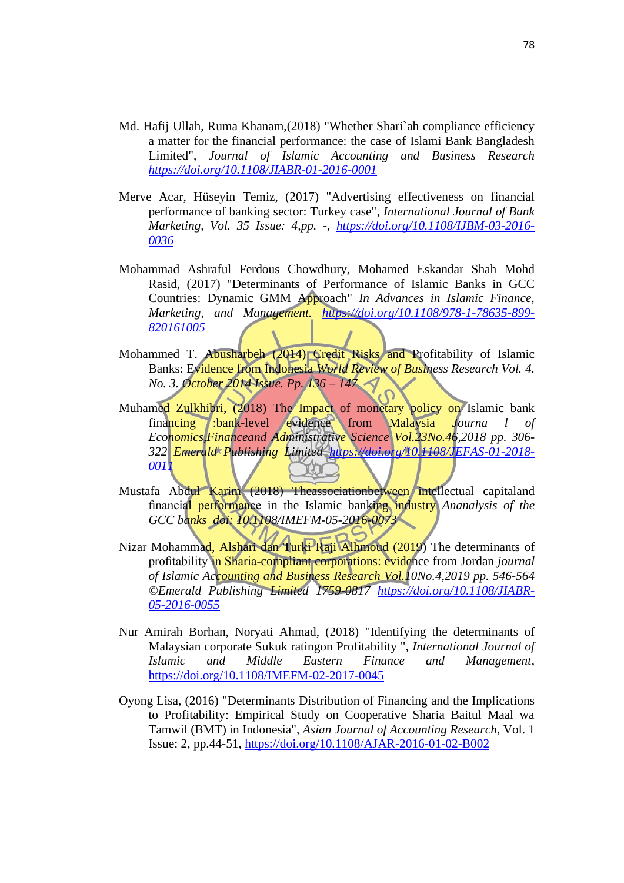Md. Hafij Ullah, Ruma Khanam,(2018) "Whether Shari`ah compliance efficiency a matter for the financial performance: the case of Islami Bank Bangladesh Limited", *Journal of Islamic Accounting and Business Research* *https://doi.org/10.1108/JIABR-01-2016-0001*

Merve Acar, Hüseyin Temiz, (2017) "Advertising effectiveness on financial performance of banking sector: Turkey case", *International Journal of Bank Marketing, Vol. 35 Issue: 4,pp. -, https://doi.org/10.1108/IJBM-03-2016-0036*

Mohammad Ashraful Ferdous Chowdhury, Mohamed Eskandar Shah Mohd Rasid, (2017) "Determinants of Performance of Islamic Banks in GCC Countries: Dynamic GMM Approach" *In Advances in Islamic Finance, Marketing, and Management. https://doi.org/10.1108/978-1-78635-899-820161005*

Mohammed T. Abusharbeh (2014) Credit Risks and Profitability of Islamic Banks: Evidence from Indonesia *World Review of Business Research Vol. 4. No. 3. October 2014 Issue. Pp. 136 – 147*

Muhamed Zulkhibri, (2018) The Impact of monetary policy on Islamic bank financing :bank-level evidence from Malaysia *Journa l of Economics,Financeand Administrative Science Vol.23No.46,2018 pp. 306-322 Emerald Publishing Limited https://doi.org/10.1108/JEFAS-01-2018-0011*

Mustafa Abdul Karim (2018) Theassociationbetween intellectual capitaland financial performance in the Islamic banking industry *Ananalysis of the GCC banks doi: 10.1108/IMEFM-05-2016-0073*

Nizar Mohammad, Alshari dan Turki Raji Alhmoud (2019) The determinants of profitability in Sharia-compliant corporations: evidence from Jordan *journal of Islamic Accounting and Business Research Vol.10No.4,2019 pp. 546-564 ©Emerald Publishing Limited 1759-0817 https://doi.org/10.1108/JIABR-05-2016-0055*

Nur Amirah Borhan, Noryati Ahmad, (2018) "Identifying the determinants of Malaysian corporate Sukuk ratingon Profitability ", *International Journal of Islamic and Middle Eastern Finance and Management*, https://doi.org/10.1108/IMEFM-02-2017-0045

Oyong Lisa, (2016) "Determinants Distribution of Financing and the Implications to Profitability: Empirical Study on Cooperative Sharia Baitul Maal wa Tamwil (BMT) in Indonesia", *Asian Journal of Accounting Research*, Vol. 1 Issue: 2, pp.44-51, https://doi.org/10.1108/AJAR-2016-01-02-B002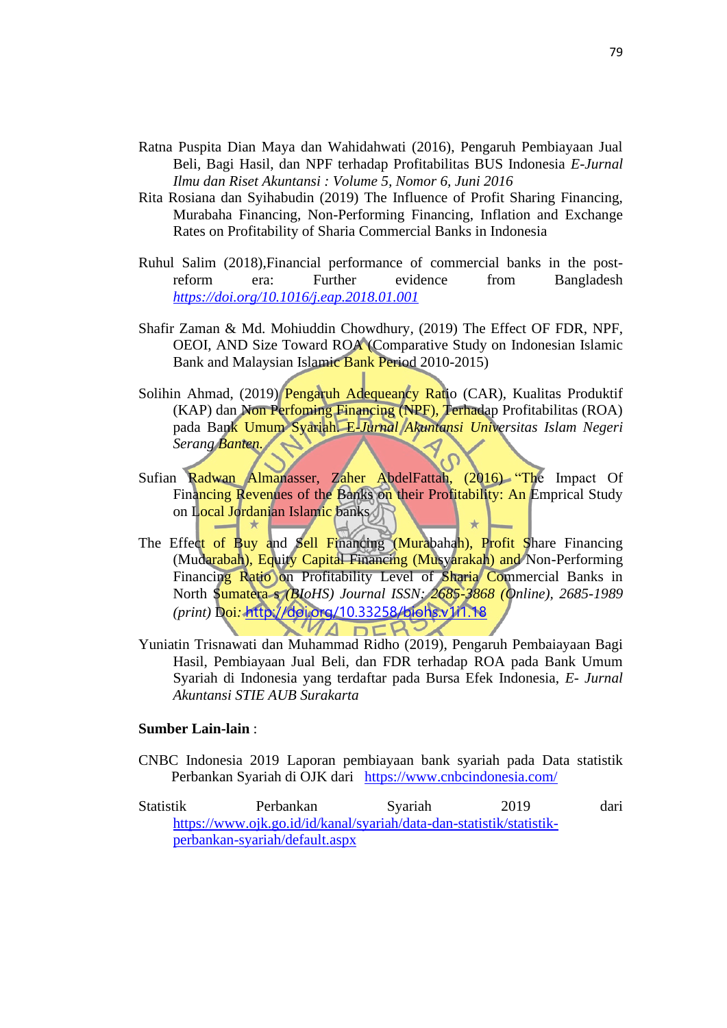Ratna Puspita Dian Maya dan Wahidahwati (2016), Pengaruh Pembiayaan Jual Beli, Bagi Hasil, dan NPF terhadap Profitabilitas BUS Indonesia *E-Jurnal Ilmu dan Riset Akuntansi : Volume 5, Nomor 6, Juni 2016*

Rita Rosiana dan Syihabudin (2019) The Influence of Profit Sharing Financing, Murabaha Financing, Non-Performing Financing, Inflation and Exchange Rates on Profitability of Sharia Commercial Banks in Indonesia

Ruhul Salim (2018),Financial performance of commercial banks in the post-reform era: Further evidence from Bangladesh *https://doi.org/10.1016/j.eap.2018.01.001*

Shafir Zaman & Md. Mohiuddin Chowdhury, (2019) The Effect OF FDR, NPF, OEOI, AND Size Toward ROA (Comparative Study on Indonesian Islamic Bank and Malaysian Islamic Bank Period 2010-2015)

Solihin Ahmad, (2019) Pengaruh Adequeancy Ratio (CAR), Kualitas Produktif (KAP) dan Non Perfoming Financing (NPF), Terhadap Profitabilitas (ROA) pada Bank Umum Syariah. E-*Jurnal Akuntansi Universitas Islam Negeri Serang Banten.*

Sufian Radwan Almanasser, Zaher AbdelFattah, (2016) "The Impact Of Financing Revenues of the Banks on their Profitability: An Emprical Study on Local Jordanian Islamic banks

The Effect of Buy and Sell Financing (Murabahah), Profit Share Financing (Mudarabah), Equity Capital Financing (Musyarakah) and Non-Performing Financing Ratio on Profitability Level of Sharia Commercial Banks in North Sumatera s *(BIoHS) Journal ISSN: 2685-3868 (Online), 2685-1989 (print)* Doi: http://doi.org/10.33258/biohs.v1i1.18

Yuniatin Trisnawati dan Muhammad Ridho (2019), Pengaruh Pembaiayaan Bagi Hasil, Pembiayaan Jual Beli, dan FDR terhadap ROA pada Bank Umum Syariah di Indonesia yang terdaftar pada Bursa Efek Indonesia, *E- Jurnal Akuntansi STIE AUB Surakarta*

**Sumber Lain-lain** :

CNBC Indonesia 2019 Laporan pembiayaan bank syariah pada Data statistik Perbankan Syariah di OJK dari https://www.cnbcindonesia.com/

Statistik Perbankan Syariah 2019 dari https://www.ojk.go.id/id/kanal/syariah/data-dan-statistik/statistik-perbankan-syariah/default.aspx